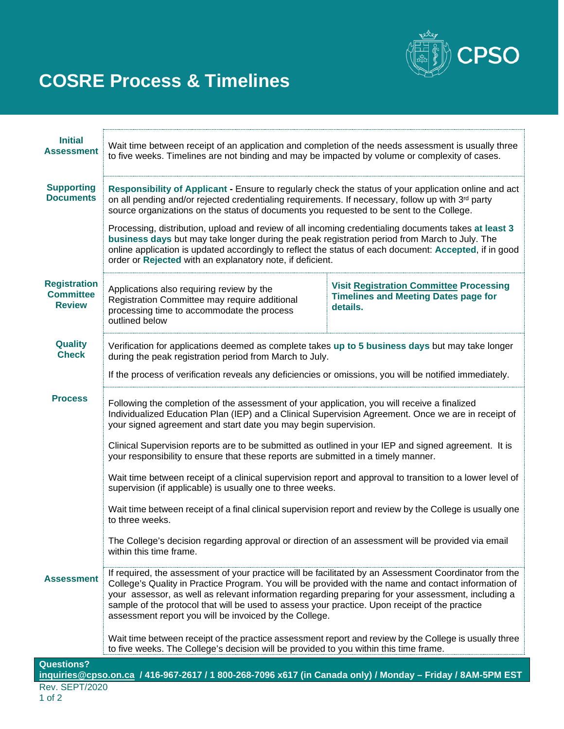# COSRE Process & Timelines

| | | |
|---|---|---|
| **Initial Assessment** | Wait time between receipt of an application and completion of the needs assessment is usually three to five weeks. Timelines are not binding and may be impacted by volume or complexity of cases. | |
| **Supporting Documents** | **Responsibility of Applicant -** Ensure to regularly check the status of your application online and act on all pending and/or rejected credentialing requirements. If necessary, follow up with 3rd party source organizations on the status of documents you requested to be sent to the College.<br><br>Processing, distribution, upload and review of all incoming credentialing documents takes **at least 3 business days** but may take longer during the peak registration period from March to July. The online application is updated accordingly to reflect the status of each document: **Accepted**, if in good order or **Rejected** with an explanatory note, if deficient. | |
| **Registration Committee Review** | Applications also requiring review by the Registration Committee may require additional processing time to accommodate the process outlined below | **Visit Registration Committee Processing Timelines and Meeting Dates page for details.** |
| **Quality Check** | Verification for applications deemed as complete takes **up to 5 business days** but may take longer during the peak registration period from March to July.<br><br>If the process of verification reveals any deficiencies or omissions, you will be notified immediately. | |
| **Process** | Following the completion of the assessment of your application, you will receive a finalized Individualized Education Plan (IEP) and a Clinical Supervision Agreement. Once we are in receipt of your signed agreement and start date you may begin supervision.<br><br>Clinical Supervision reports are to be submitted as outlined in your IEP and signed agreement. It is your responsibility to ensure that these reports are submitted in a timely manner.<br><br>Wait time between receipt of a clinical supervision report and approval to transition to a lower level of supervision (if applicable) is usually one to three weeks.<br><br>Wait time between receipt of a final clinical supervision report and review by the College is usually one to three weeks.<br><br>The College's decision regarding approval or direction of an assessment will be provided via email within this time frame. | |
| **Assessment** | If required, the assessment of your practice will be facilitated by an Assessment Coordinator from the College's Quality in Practice Program. You will be provided with the name and contact information of your assessor, as well as relevant information regarding preparing for your assessment, including a sample of the protocol that will be used to assess your practice. Upon receipt of the practice assessment report you will be invoiced by the College.<br><br>Wait time between receipt of the practice assessment report and review by the College is usually three to five weeks. The College's decision will be provided to you within this time frame. | |

**Questions?**
**inquiries@cpso.on.ca / 416-967-2617 / 1 800-268-7096 x617 (in Canada only) / Monday – Friday / 8AM-5PM EST**

Rev. SEPT/2020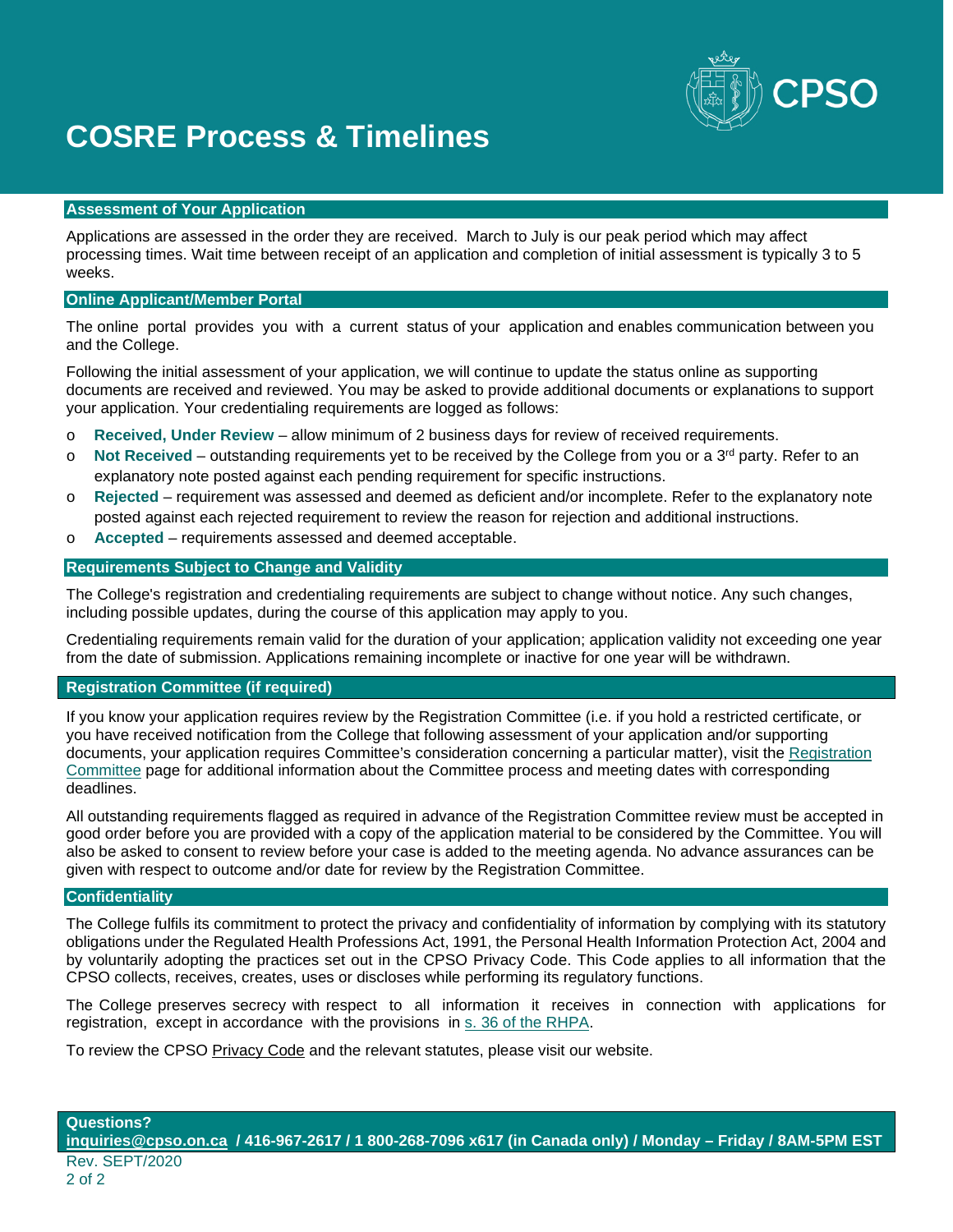# COSRE Process & Timelines

## Assessment of Your Application

Applications are assessed in the order they are received. March to July is our peak period which may affect processing times. Wait time between receipt of an application and completion of initial assessment is typically 3 to 5 weeks.

## Online Applicant/Member Portal

The online portal provides you with a current status of your application and enables communication between you and the College.

Following the initial assessment of your application, we will continue to update the status online as supporting documents are received and reviewed. You may be asked to provide additional documents or explanations to support your application. Your credentialing requirements are logged as follows:

- **Received, Under Review** – allow minimum of 2 business days for review of received requirements.
- **Not Received** – outstanding requirements yet to be received by the College from you or a 3rd party. Refer to an explanatory note posted against each pending requirement for specific instructions.
- **Rejected** – requirement was assessed and deemed as deficient and/or incomplete. Refer to the explanatory note posted against each rejected requirement to review the reason for rejection and additional instructions.
- **Accepted** – requirements assessed and deemed acceptable.

## Requirements Subject to Change and Validity

The College's registration and credentialing requirements are subject to change without notice. Any such changes, including possible updates, during the course of this application may apply to you.

Credentialing requirements remain valid for the duration of your application; application validity not exceeding one year from the date of submission. Applications remaining incomplete or inactive for one year will be withdrawn.

## Registration Committee (if required)

If you know your application requires review by the Registration Committee (i.e. if you hold a restricted certificate, or you have received notification from the College that following assessment of your application and/or supporting documents, your application requires Committee's consideration concerning a particular matter), visit the Registration Committee page for additional information about the Committee process and meeting dates with corresponding deadlines.

All outstanding requirements flagged as required in advance of the Registration Committee review must be accepted in good order before you are provided with a copy of the application material to be considered by the Committee. You will also be asked to consent to review before your case is added to the meeting agenda. No advance assurances can be given with respect to outcome and/or date for review by the Registration Committee.

## Confidentiality

The College fulfils its commitment to protect the privacy and confidentiality of information by complying with its statutory obligations under the Regulated Health Professions Act, 1991, the Personal Health Information Protection Act, 2004 and by voluntarily adopting the practices set out in the CPSO Privacy Code. This Code applies to all information that the CPSO collects, receives, creates, uses or discloses while performing its regulatory functions.

The College preserves secrecy with respect to all information it receives in connection with applications for registration, except in accordance with the provisions in s. 36 of the RHPA.

To review the CPSO Privacy Code and the relevant statutes, please visit our website.

**Questions?**
**inquiries@cpso.on.ca / 416-967-2617 / 1 800-268-7096 x617 (in Canada only) / Monday – Friday / 8AM-5PM EST**

Rev. SEPT/2020